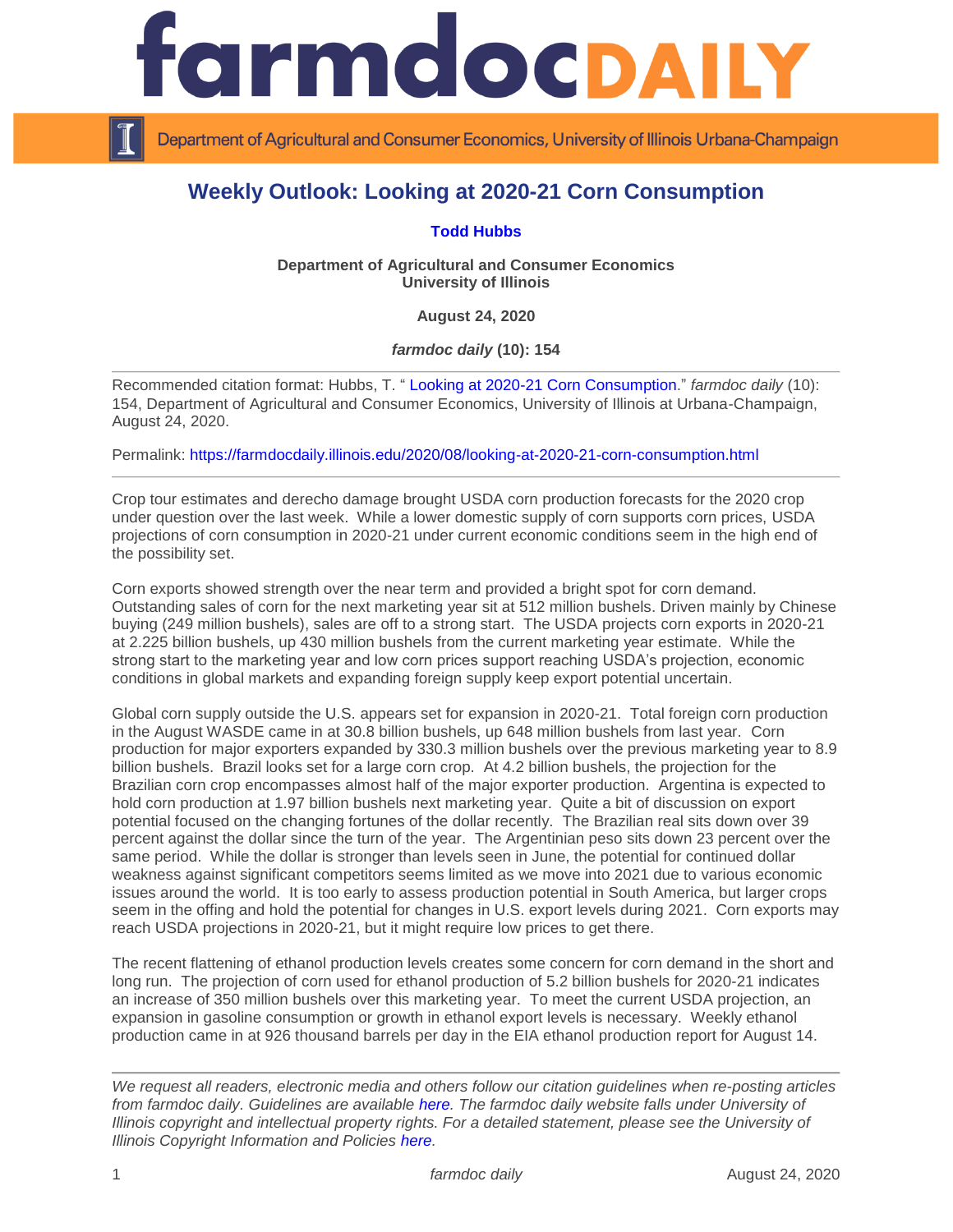# farmdoc DAILY

Department of Agricultural and Consumer Economics, University of Illinois Urbana-Champaign

## Weekly Outlook: Looking at 2020-21 Corn Consumption

**Todd Hubbs**

**Department of Agricultural and Consumer Economics**
**University of Illinois**

**August 24, 2020**

***farmdoc daily* (10): 154**

---

Recommended citation format: Hubbs, T. " Looking at 2020-21 Corn Consumption." *farmdoc daily* (10): 154, Department of Agricultural and Consumer Economics, University of Illinois at Urbana-Champaign, August 24, 2020.

Permalink: https://farmdocdaily.illinois.edu/2020/08/looking-at-2020-21-corn-consumption.html

---

Crop tour estimates and derecho damage brought USDA corn production forecasts for the 2020 crop under question over the last week. While a lower domestic supply of corn supports corn prices, USDA projections of corn consumption in 2020-21 under current economic conditions seem in the high end of the possibility set.

Corn exports showed strength over the near term and provided a bright spot for corn demand. Outstanding sales of corn for the next marketing year sit at 512 million bushels. Driven mainly by Chinese buying (249 million bushels), sales are off to a strong start. The USDA projects corn exports in 2020-21 at 2.225 billion bushels, up 430 million bushels from the current marketing year estimate. While the strong start to the marketing year and low corn prices support reaching USDA's projection, economic conditions in global markets and expanding foreign supply keep export potential uncertain.

Global corn supply outside the U.S. appears set for expansion in 2020-21. Total foreign corn production in the August WASDE came in at 30.8 billion bushels, up 648 million bushels from last year. Corn production for major exporters expanded by 330.3 million bushels over the previous marketing year to 8.9 billion bushels. Brazil looks set for a large corn crop. At 4.2 billion bushels, the projection for the Brazilian corn crop encompasses almost half of the major exporter production. Argentina is expected to hold corn production at 1.97 billion bushels next marketing year. Quite a bit of discussion on export potential focused on the changing fortunes of the dollar recently. The Brazilian real sits down over 39 percent against the dollar since the turn of the year. The Argentinian peso sits down 23 percent over the same period. While the dollar is stronger than levels seen in June, the potential for continued dollar weakness against significant competitors seems limited as we move into 2021 due to various economic issues around the world. It is too early to assess production potential in South America, but larger crops seem in the offing and hold the potential for changes in U.S. export levels during 2021. Corn exports may reach USDA projections in 2020-21, but it might require low prices to get there.

The recent flattening of ethanol production levels creates some concern for corn demand in the short and long run. The projection of corn used for ethanol production of 5.2 billion bushels for 2020-21 indicates an increase of 350 million bushels over this marketing year. To meet the current USDA projection, an expansion in gasoline consumption or growth in ethanol export levels is necessary. Weekly ethanol production came in at 926 thousand barrels per day in the EIA ethanol production report for August 14.

---

*We request all readers, electronic media and others follow our citation guidelines when re-posting articles from farmdoc daily. Guidelines are available here. The farmdoc daily website falls under University of Illinois copyright and intellectual property rights. For a detailed statement, please see the University of Illinois Copyright Information and Policies here.*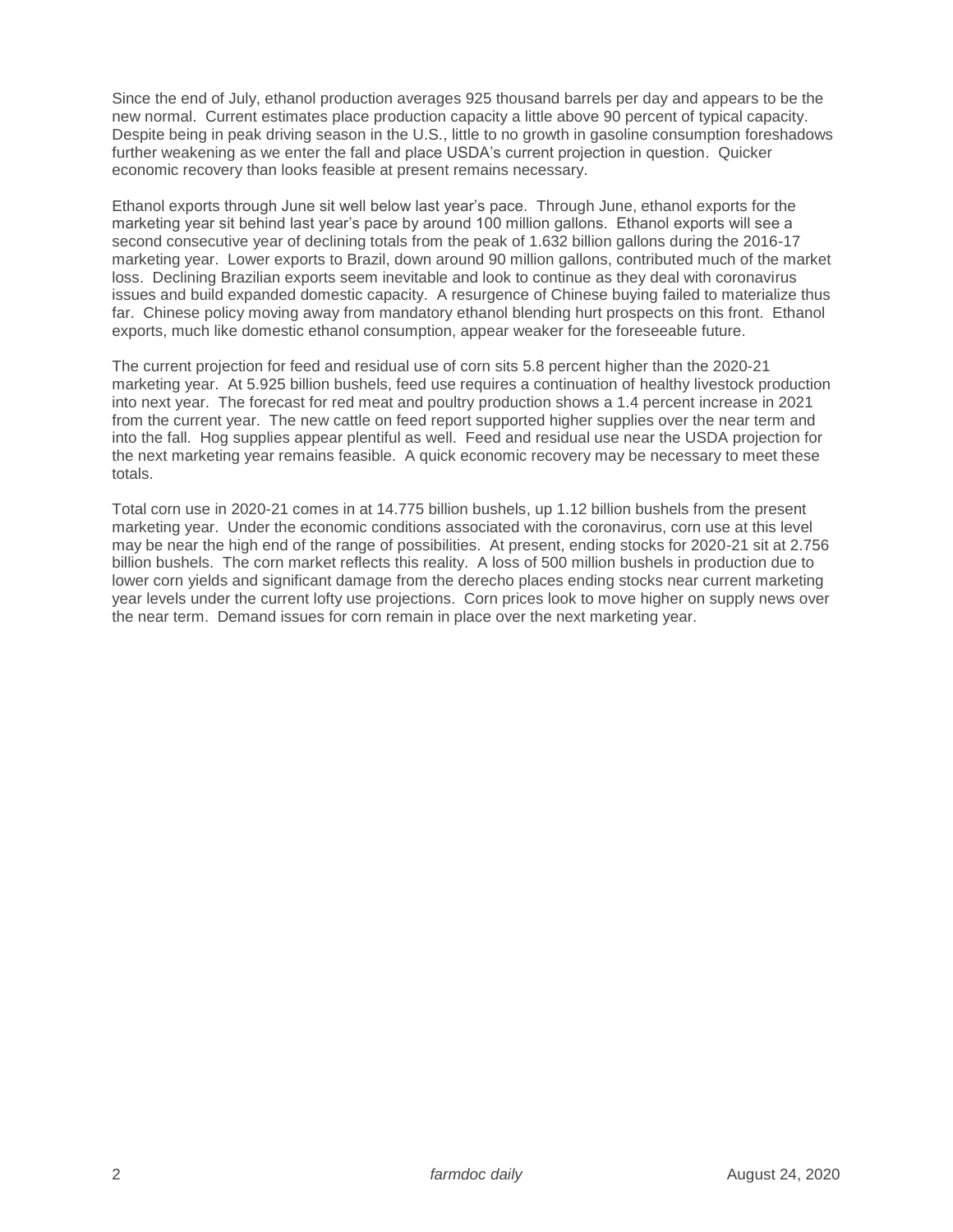Since the end of July, ethanol production averages 925 thousand barrels per day and appears to be the new normal. Current estimates place production capacity a little above 90 percent of typical capacity. Despite being in peak driving season in the U.S., little to no growth in gasoline consumption foreshadows further weakening as we enter the fall and place USDA's current projection in question. Quicker economic recovery than looks feasible at present remains necessary.

Ethanol exports through June sit well below last year's pace. Through June, ethanol exports for the marketing year sit behind last year's pace by around 100 million gallons. Ethanol exports will see a second consecutive year of declining totals from the peak of 1.632 billion gallons during the 2016-17 marketing year. Lower exports to Brazil, down around 90 million gallons, contributed much of the market loss. Declining Brazilian exports seem inevitable and look to continue as they deal with coronavirus issues and build expanded domestic capacity. A resurgence of Chinese buying failed to materialize thus far. Chinese policy moving away from mandatory ethanol blending hurt prospects on this front. Ethanol exports, much like domestic ethanol consumption, appear weaker for the foreseeable future.

The current projection for feed and residual use of corn sits 5.8 percent higher than the 2020-21 marketing year. At 5.925 billion bushels, feed use requires a continuation of healthy livestock production into next year. The forecast for red meat and poultry production shows a 1.4 percent increase in 2021 from the current year. The new cattle on feed report supported higher supplies over the near term and into the fall. Hog supplies appear plentiful as well. Feed and residual use near the USDA projection for the next marketing year remains feasible. A quick economic recovery may be necessary to meet these totals.

Total corn use in 2020-21 comes in at 14.775 billion bushels, up 1.12 billion bushels from the present marketing year. Under the economic conditions associated with the coronavirus, corn use at this level may be near the high end of the range of possibilities. At present, ending stocks for 2020-21 sit at 2.756 billion bushels. The corn market reflects this reality. A loss of 500 million bushels in production due to lower corn yields and significant damage from the derecho places ending stocks near current marketing year levels under the current lofty use projections. Corn prices look to move higher on supply news over the near term. Demand issues for corn remain in place over the next marketing year.